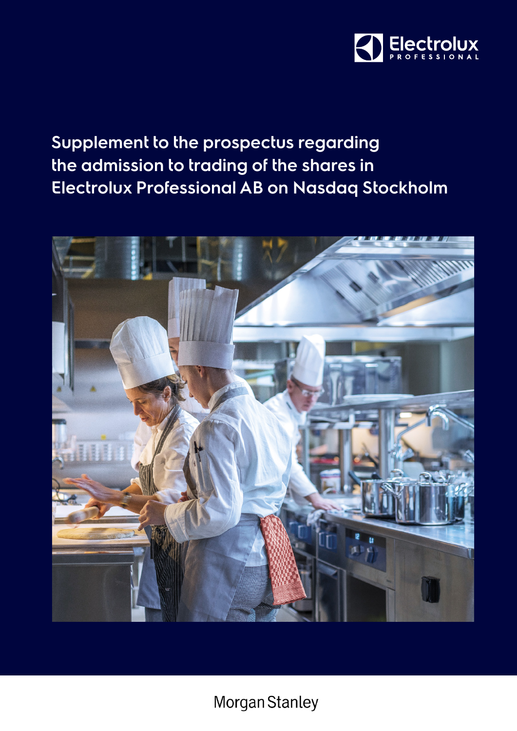Electrolux PROFESSIONAL

# Supplement to the prospectus regarding the admission to trading of the shares in Electrolux Professional AB on Nasdaq Stockholm

Morgan Stanley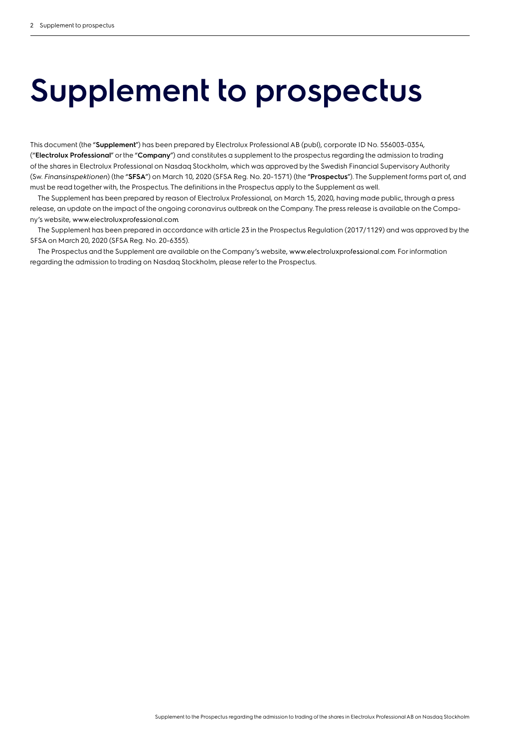# Supplement to prospectus

This document (the "**Supplement**") has been prepared by Electrolux Professional AB (publ), corporate ID No. 556003-0354, ("**Electrolux Professional**" or the "**Company**") and constitutes a supplement to the prospectus regarding the admission to trading of the shares in Electrolux Professional on Nasdaq Stockholm, which was approved by the Swedish Financial Supervisory Authority (Sw. *Finansinspektionen*) (the "**SFSA**") on March 10, 2020 (SFSA Reg. No. 20-1571) (the "**Prospectus**"). The Supplement forms part of, and must be read together with, the Prospectus. The definitions in the Prospectus apply to the Supplement as well.

The Supplement has been prepared by reason of Electrolux Professional, on March 15, 2020, having made public, through a press release, an update on the impact of the ongoing coronavirus outbreak on the Company. The press release is available on the Company's website, www.electroluxprofessional.com.

The Supplement has been prepared in accordance with article 23 in the Prospectus Regulation (2017/1129) and was approved by the SFSA on March 20, 2020 (SFSA Reg. No. 20-6355).

The Prospectus and the Supplement are available on the Company's website, www.electroluxprofessional.com. For information regarding the admission to trading on Nasdaq Stockholm, please refer to the Prospectus.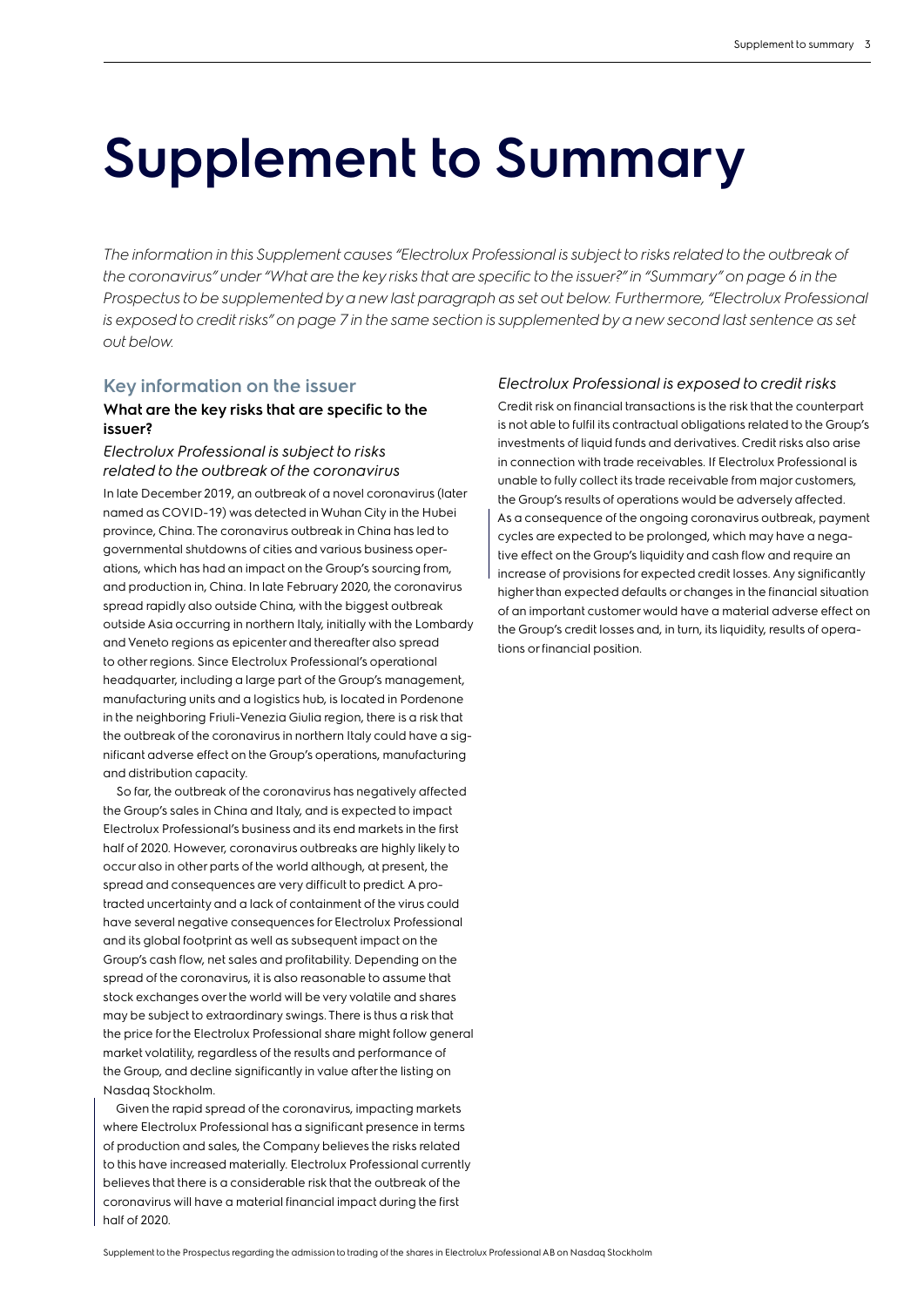# Supplement to Summary

*The information in this Supplement causes "Electrolux Professional is subject to risks related to the outbreak of the coronavirus" under "What are the key risks that are specific to the issuer?" in "Summary" on page 6 in the Prospectus to be supplemented by a new last paragraph as set out below. Furthermore, "Electrolux Professional is exposed to credit risks" on page 7 in the same section is supplemented by a new second last sentence as set out below.*

## Key information on the issuer

### What are the key risks that are specific to the issuer?

*Electrolux Professional is subject to risks related to the outbreak of the coronavirus*

In late December 2019, an outbreak of a novel coronavirus (later named as COVID-19) was detected in Wuhan City in the Hubei province, China. The coronavirus outbreak in China has led to governmental shutdowns of cities and various business operations, which has had an impact on the Group's sourcing from, and production in, China. In late February 2020, the coronavirus spread rapidly also outside China, with the biggest outbreak outside Asia occurring in northern Italy, initially with the Lombardy and Veneto regions as epicenter and thereafter also spread to other regions. Since Electrolux Professional's operational headquarter, including a large part of the Group's management, manufacturing units and a logistics hub, is located in Pordenone in the neighboring Friuli-Venezia Giulia region, there is a risk that the outbreak of the coronavirus in northern Italy could have a significant adverse effect on the Group's operations, manufacturing and distribution capacity.

So far, the outbreak of the coronavirus has negatively affected the Group's sales in China and Italy, and is expected to impact Electrolux Professional's business and its end markets in the first half of 2020. However, coronavirus outbreaks are highly likely to occur also in other parts of the world although, at present, the spread and consequences are very difficult to predict. A protracted uncertainty and a lack of containment of the virus could have several negative consequences for Electrolux Professional and its global footprint as well as subsequent impact on the Group's cash flow, net sales and profitability. Depending on the spread of the coronavirus, it is also reasonable to assume that stock exchanges over the world will be very volatile and shares may be subject to extraordinary swings. There is thus a risk that the price for the Electrolux Professional share might follow general market volatility, regardless of the results and performance of the Group, and decline significantly in value after the listing on Nasdaq Stockholm.

Given the rapid spread of the coronavirus, impacting markets where Electrolux Professional has a significant presence in terms of production and sales, the Company believes the risks related to this have increased materially. Electrolux Professional currently believes that there is a considerable risk that the outbreak of the coronavirus will have a material financial impact during the first half of 2020.

*Electrolux Professional is exposed to credit risks*

Credit risk on financial transactions is the risk that the counterpart is not able to fulfil its contractual obligations related to the Group's investments of liquid funds and derivatives. Credit risks also arise in connection with trade receivables. If Electrolux Professional is unable to fully collect its trade receivable from major customers, the Group's results of operations would be adversely affected. As a consequence of the ongoing coronavirus outbreak, payment cycles are expected to be prolonged, which may have a negative effect on the Group's liquidity and cash flow and require an increase of provisions for expected credit losses. Any significantly higher than expected defaults or changes in the financial situation of an important customer would have a material adverse effect on the Group's credit losses and, in turn, its liquidity, results of operations or financial position.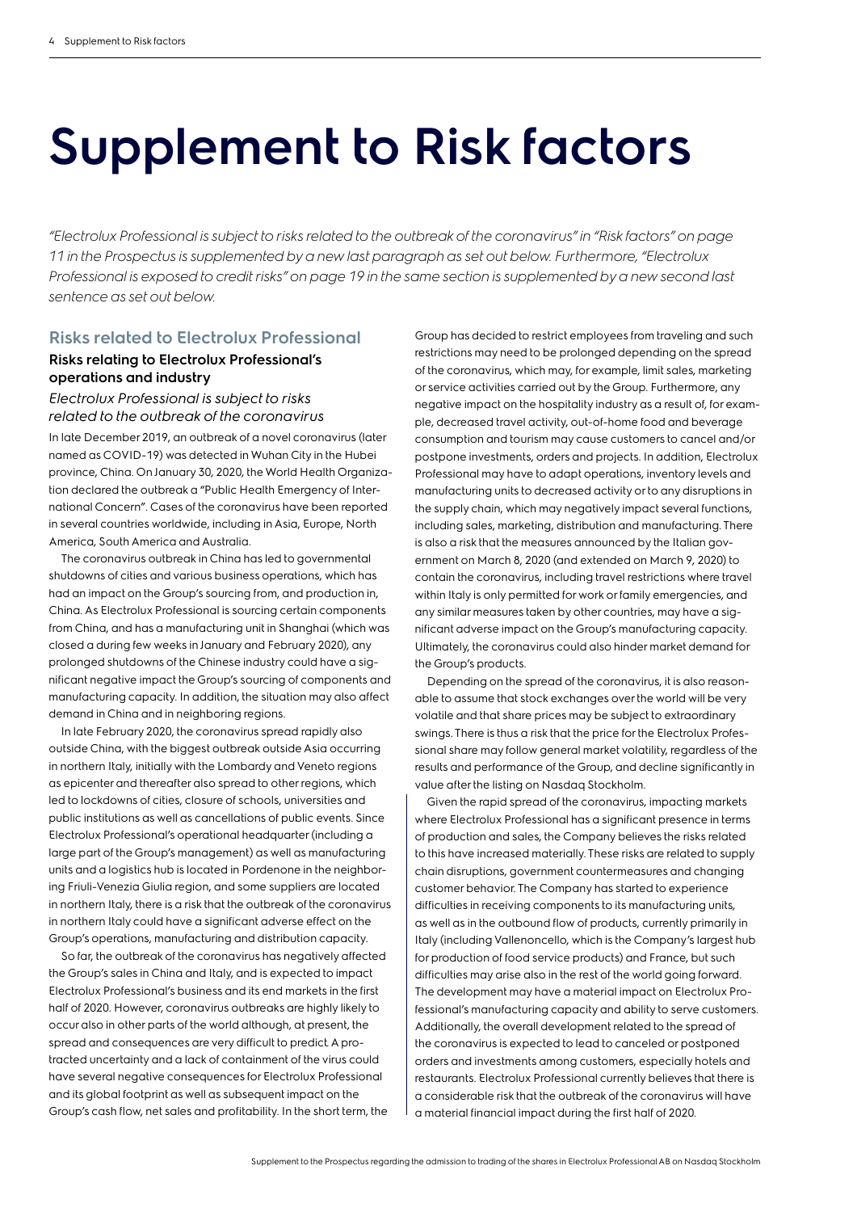# Supplement to Risk factors

*"Electrolux Professional is subject to risks related to the outbreak of the coronavirus" in "Risk factors" on page 11 in the Prospectus is supplemented by a new last paragraph as set out below. Furthermore, "Electrolux Professional is exposed to credit risks" on page 19 in the same section is supplemented by a new second last sentence as set out below.*

## Risks related to Electrolux Professional

### Risks relating to Electrolux Professional's operations and industry

*Electrolux Professional is subject to risks related to the outbreak of the coronavirus*

In late December 2019, an outbreak of a novel coronavirus (later named as COVID-19) was detected in Wuhan City in the Hubei province, China. On January 30, 2020, the World Health Organization declared the outbreak a "Public Health Emergency of International Concern". Cases of the coronavirus have been reported in several countries worldwide, including in Asia, Europe, North America, South America and Australia.

The coronavirus outbreak in China has led to governmental shutdowns of cities and various business operations, which has had an impact on the Group's sourcing from, and production in, China. As Electrolux Professional is sourcing certain components from China, and has a manufacturing unit in Shanghai (which was closed a during few weeks in January and February 2020), any prolonged shutdowns of the Chinese industry could have a significant negative impact the Group's sourcing of components and manufacturing capacity. In addition, the situation may also affect demand in China and in neighboring regions.

In late February 2020, the coronavirus spread rapidly also outside China, with the biggest outbreak outside Asia occurring in northern Italy, initially with the Lombardy and Veneto regions as epicenter and thereafter also spread to other regions, which led to lockdowns of cities, closure of schools, universities and public institutions as well as cancellations of public events. Since Electrolux Professional's operational headquarter (including a large part of the Group's management) as well as manufacturing units and a logistics hub is located in Pordenone in the neighboring Friuli-Venezia Giulia region, and some suppliers are located in northern Italy, there is a risk that the outbreak of the coronavirus in northern Italy could have a significant adverse effect on the Group's operations, manufacturing and distribution capacity.

So far, the outbreak of the coronavirus has negatively affected the Group's sales in China and Italy, and is expected to impact Electrolux Professional's business and its end markets in the first half of 2020. However, coronavirus outbreaks are highly likely to occur also in other parts of the world although, at present, the spread and consequences are very difficult to predict. A protracted uncertainty and a lack of containment of the virus could have several negative consequences for Electrolux Professional and its global footprint as well as subsequent impact on the Group's cash flow, net sales and profitability. In the short term, the Group has decided to restrict employees from traveling and such restrictions may need to be prolonged depending on the spread of the coronavirus, which may, for example, limit sales, marketing or service activities carried out by the Group. Furthermore, any negative impact on the hospitality industry as a result of, for example, decreased travel activity, out-of-home food and beverage consumption and tourism may cause customers to cancel and/or postpone investments, orders and projects. In addition, Electrolux Professional may have to adapt operations, inventory levels and manufacturing units to decreased activity or to any disruptions in the supply chain, which may negatively impact several functions, including sales, marketing, distribution and manufacturing. There is also a risk that the measures announced by the Italian government on March 8, 2020 (and extended on March 9, 2020) to contain the coronavirus, including travel restrictions where travel within Italy is only permitted for work or family emergencies, and any similar measures taken by other countries, may have a significant adverse impact on the Group's manufacturing capacity. Ultimately, the coronavirus could also hinder market demand for the Group's products.

Depending on the spread of the coronavirus, it is also reasonable to assume that stock exchanges over the world will be very volatile and that share prices may be subject to extraordinary swings. There is thus a risk that the price for the Electrolux Professional share may follow general market volatility, regardless of the results and performance of the Group, and decline significantly in value after the listing on Nasdaq Stockholm.

Given the rapid spread of the coronavirus, impacting markets where Electrolux Professional has a significant presence in terms of production and sales, the Company believes the risks related to this have increased materially. These risks are related to supply chain disruptions, government countermeasures and changing customer behavior. The Company has started to experience difficulties in receiving components to its manufacturing units, as well as in the outbound flow of products, currently primarily in Italy (including Vallenoncello, which is the Company's largest hub for production of food service products) and France, but such difficulties may arise also in the rest of the world going forward. The development may have a material impact on Electrolux Professional's manufacturing capacity and ability to serve customers. Additionally, the overall development related to the spread of the coronavirus is expected to lead to canceled or postponed orders and investments among customers, especially hotels and restaurants. Electrolux Professional currently believes that there is a considerable risk that the outbreak of the coronavirus will have a material financial impact during the first half of 2020.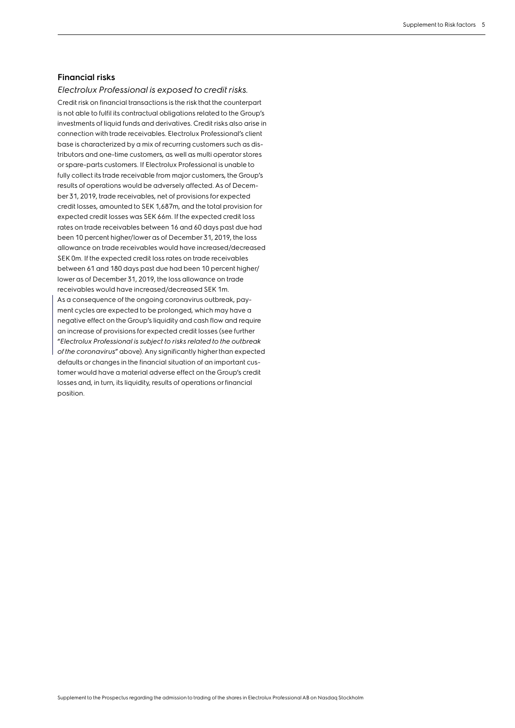## Financial risks

*Electrolux Professional is exposed to credit risks.*

Credit risk on financial transactions is the risk that the counterpart is not able to fulfil its contractual obligations related to the Group's investments of liquid funds and derivatives. Credit risks also arise in connection with trade receivables. Electrolux Professional's client base is characterized by a mix of recurring customers such as distributors and one-time customers, as well as multi operator stores or spare-parts customers. If Electrolux Professional is unable to fully collect its trade receivable from major customers, the Group's results of operations would be adversely affected. As of December 31, 2019, trade receivables, net of provisions for expected credit losses, amounted to SEK 1,687m, and the total provision for expected credit losses was SEK 66m. If the expected credit loss rates on trade receivables between 16 and 60 days past due had been 10 percent higher/lower as of December 31, 2019, the loss allowance on trade receivables would have increased/decreased SEK 0m. If the expected credit loss rates on trade receivables between 61 and 180 days past due had been 10 percent higher/lower as of December 31, 2019, the loss allowance on trade receivables would have increased/decreased SEK 1m.

As a consequence of the ongoing coronavirus outbreak, payment cycles are expected to be prolonged, which may have a negative effect on the Group's liquidity and cash flow and require an increase of provisions for expected credit losses (see further "*Electrolux Professional is subject to risks related to the outbreak of the coronavirus*" above). Any significantly higher than expected defaults or changes in the financial situation of an important customer would have a material adverse effect on the Group's credit losses and, in turn, its liquidity, results of operations or financial position.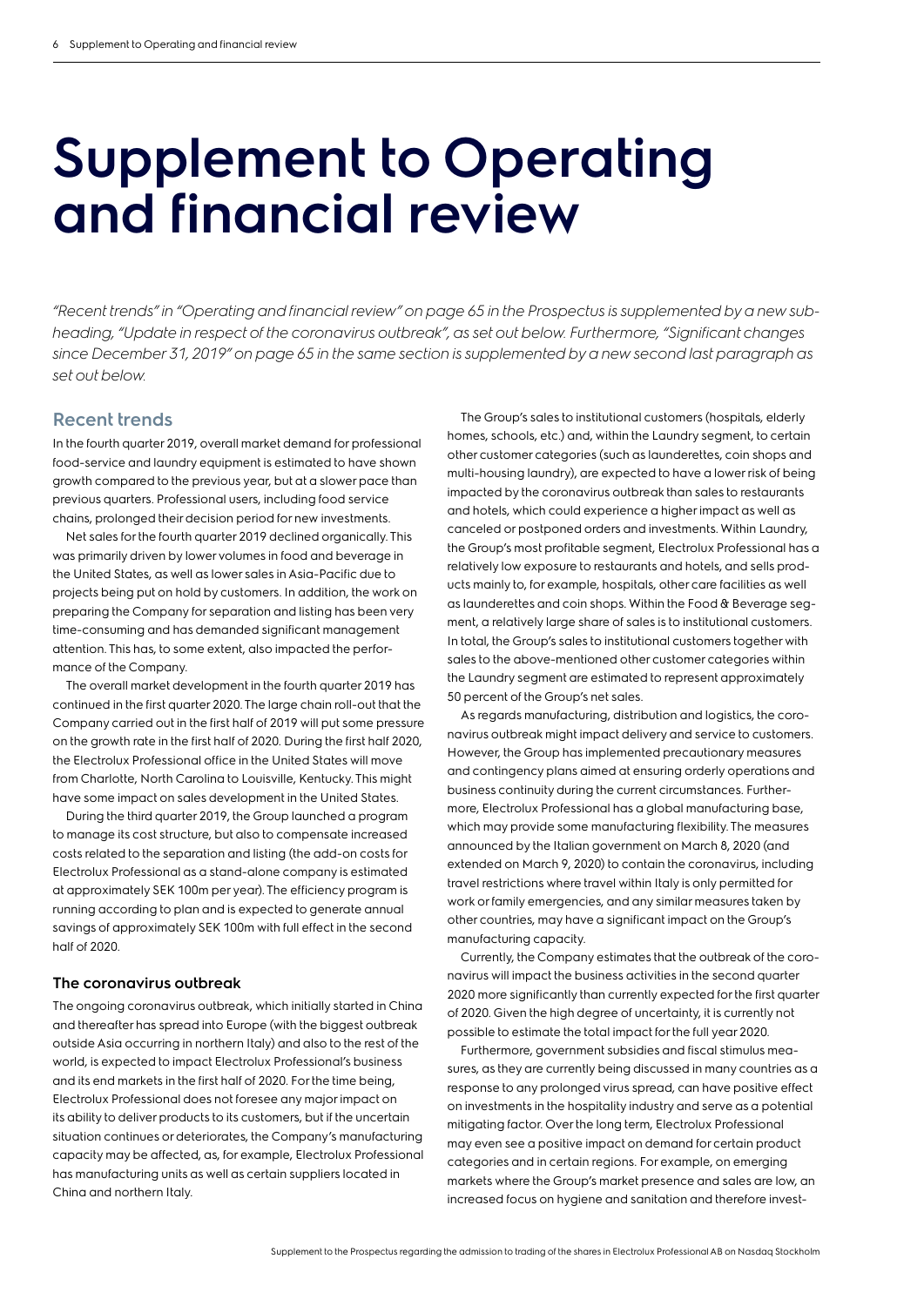# Supplement to Operating and financial review

*"Recent trends" in "Operating and financial review" on page 65 in the Prospectus is supplemented by a new sub-heading, "Update in respect of the coronavirus outbreak", as set out below. Furthermore, "Significant changes since December 31, 2019" on page 65 in the same section is supplemented by a new second last paragraph as set out below.*

## Recent trends

In the fourth quarter 2019, overall market demand for professional food-service and laundry equipment is estimated to have shown growth compared to the previous year, but at a slower pace than previous quarters. Professional users, including food service chains, prolonged their decision period for new investments.

Net sales for the fourth quarter 2019 declined organically. This was primarily driven by lower volumes in food and beverage in the United States, as well as lower sales in Asia-Pacific due to projects being put on hold by customers. In addition, the work on preparing the Company for separation and listing has been very time-consuming and has demanded significant management attention. This has, to some extent, also impacted the performance of the Company.

The overall market development in the fourth quarter 2019 has continued in the first quarter 2020. The large chain roll-out that the Company carried out in the first half of 2019 will put some pressure on the growth rate in the first half of 2020. During the first half 2020, the Electrolux Professional office in the United States will move from Charlotte, North Carolina to Louisville, Kentucky. This might have some impact on sales development in the United States.

During the third quarter 2019, the Group launched a program to manage its cost structure, but also to compensate increased costs related to the separation and listing (the add-on costs for Electrolux Professional as a stand-alone company is estimated at approximately SEK 100m per year). The efficiency program is running according to plan and is expected to generate annual savings of approximately SEK 100m with full effect in the second half of 2020.

### The coronavirus outbreak

The ongoing coronavirus outbreak, which initially started in China and thereafter has spread into Europe (with the biggest outbreak outside Asia occurring in northern Italy) and also to the rest of the world, is expected to impact Electrolux Professional's business and its end markets in the first half of 2020. For the time being, Electrolux Professional does not foresee any major impact on its ability to deliver products to its customers, but if the uncertain situation continues or deteriorates, the Company's manufacturing capacity may be affected, as, for example, Electrolux Professional has manufacturing units as well as certain suppliers located in China and northern Italy.

The Group's sales to institutional customers (hospitals, elderly homes, schools, etc.) and, within the Laundry segment, to certain other customer categories (such as launderettes, coin shops and multi-housing laundry), are expected to have a lower risk of being impacted by the coronavirus outbreak than sales to restaurants and hotels, which could experience a higher impact as well as canceled or postponed orders and investments. Within Laundry, the Group's most profitable segment, Electrolux Professional has a relatively low exposure to restaurants and hotels, and sells products mainly to, for example, hospitals, other care facilities as well as launderettes and coin shops. Within the Food & Beverage segment, a relatively large share of sales is to institutional customers. In total, the Group's sales to institutional customers together with sales to the above-mentioned other customer categories within the Laundry segment are estimated to represent approximately 50 percent of the Group's net sales.

As regards manufacturing, distribution and logistics, the coronavirus outbreak might impact delivery and service to customers. However, the Group has implemented precautionary measures and contingency plans aimed at ensuring orderly operations and business continuity during the current circumstances. Furthermore, Electrolux Professional has a global manufacturing base, which may provide some manufacturing flexibility. The measures announced by the Italian government on March 8, 2020 (and extended on March 9, 2020) to contain the coronavirus, including travel restrictions where travel within Italy is only permitted for work or family emergencies, and any similar measures taken by other countries, may have a significant impact on the Group's manufacturing capacity.

Currently, the Company estimates that the outbreak of the coronavirus will impact the business activities in the second quarter 2020 more significantly than currently expected for the first quarter of 2020. Given the high degree of uncertainty, it is currently not possible to estimate the total impact for the full year 2020.

Furthermore, government subsidies and fiscal stimulus measures, as they are currently being discussed in many countries as a response to any prolonged virus spread, can have positive effect on investments in the hospitality industry and serve as a potential mitigating factor. Over the long term, Electrolux Professional may even see a positive impact on demand for certain product categories and in certain regions. For example, on emerging markets where the Group's market presence and sales are low, an increased focus on hygiene and sanitation and therefore invest-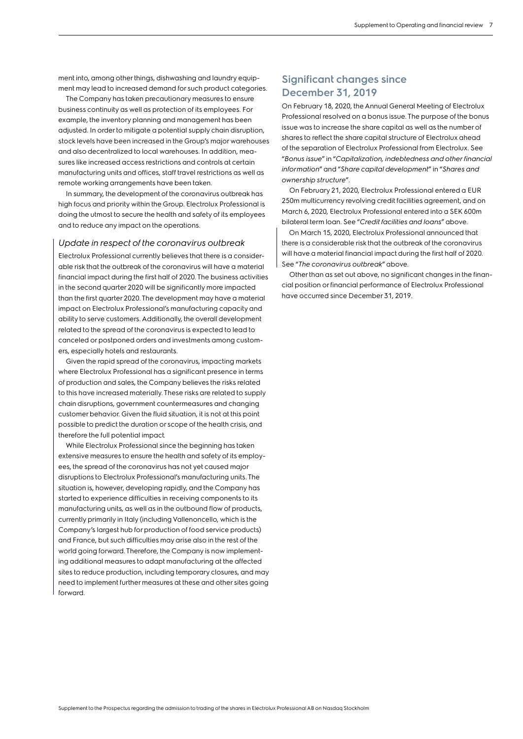ment into, among other things, dishwashing and laundry equipment may lead to increased demand for such product categories.

The Company has taken precautionary measures to ensure business continuity as well as protection of its employees. For example, the inventory planning and management has been adjusted. In order to mitigate a potential supply chain disruption, stock levels have been increased in the Group's major warehouses and also decentralized to local warehouses. In addition, measures like increased access restrictions and controls at certain manufacturing units and offices, staff travel restrictions as well as remote working arrangements have been taken.

In summary, the development of the coronavirus outbreak has high focus and priority within the Group. Electrolux Professional is doing the utmost to secure the health and safety of its employees and to reduce any impact on the operations.

### *Update in respect of the coronavirus outbreak*

Electrolux Professional currently believes that there is a considerable risk that the outbreak of the coronavirus will have a material financial impact during the first half of 2020. The business activities in the second quarter 2020 will be significantly more impacted than the first quarter 2020. The development may have a material impact on Electrolux Professional's manufacturing capacity and ability to serve customers. Additionally, the overall development related to the spread of the coronavirus is expected to lead to canceled or postponed orders and investments among customers, especially hotels and restaurants.

Given the rapid spread of the coronavirus, impacting markets where Electrolux Professional has a significant presence in terms of production and sales, the Company believes the risks related to this have increased materially. These risks are related to supply chain disruptions, government countermeasures and changing customer behavior. Given the fluid situation, it is not at this point possible to predict the duration or scope of the health crisis, and therefore the full potential impact.

While Electrolux Professional since the beginning has taken extensive measures to ensure the health and safety of its employees, the spread of the coronavirus has not yet caused major disruptions to Electrolux Professional's manufacturing units. The situation is, however, developing rapidly, and the Company has started to experience difficulties in receiving components to its manufacturing units, as well as in the outbound flow of products, currently primarily in Italy (including Vallenoncello, which is the Company's largest hub for production of food service products) and France, but such difficulties may arise also in the rest of the world going forward. Therefore, the Company is now implementing additional measures to adapt manufacturing at the affected sites to reduce production, including temporary closures, and may need to implement further measures at these and other sites going forward.

## Significant changes since December 31, 2019

On February 18, 2020, the Annual General Meeting of Electrolux Professional resolved on a bonus issue. The purpose of the bonus issue was to increase the share capital as well as the number of shares to reflect the share capital structure of Electrolux ahead of the separation of Electrolux Professional from Electrolux. See "*Bonus issue*" in "*Capitalization, indebtedness and other financial information*" and "*Share capital development*" in "*Shares and ownership structure*".

On February 21, 2020, Electrolux Professional entered a EUR 250m multicurrency revolving credit facilities agreement, and on March 6, 2020, Electrolux Professional entered into a SEK 600m bilateral term loan. See "*Credit facilities and loans*" above.

On March 15, 2020, Electrolux Professional announced that there is a considerable risk that the outbreak of the coronavirus will have a material financial impact during the first half of 2020. See "*The coronavirus outbreak*" above.

Other than as set out above, no significant changes in the financial position or financial performance of Electrolux Professional have occurred since December 31, 2019.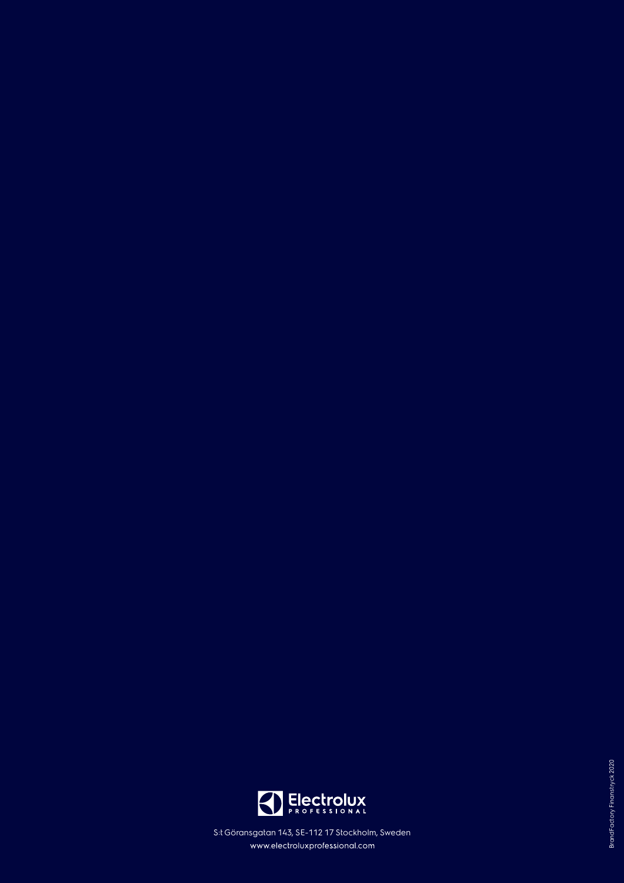Electrolux PROFESSIONAL

S:t Göransgatan 143, SE-112 17 Stockholm, Sweden
www.electroluxprofessional.com

BrandFactory Finanstryck 2020